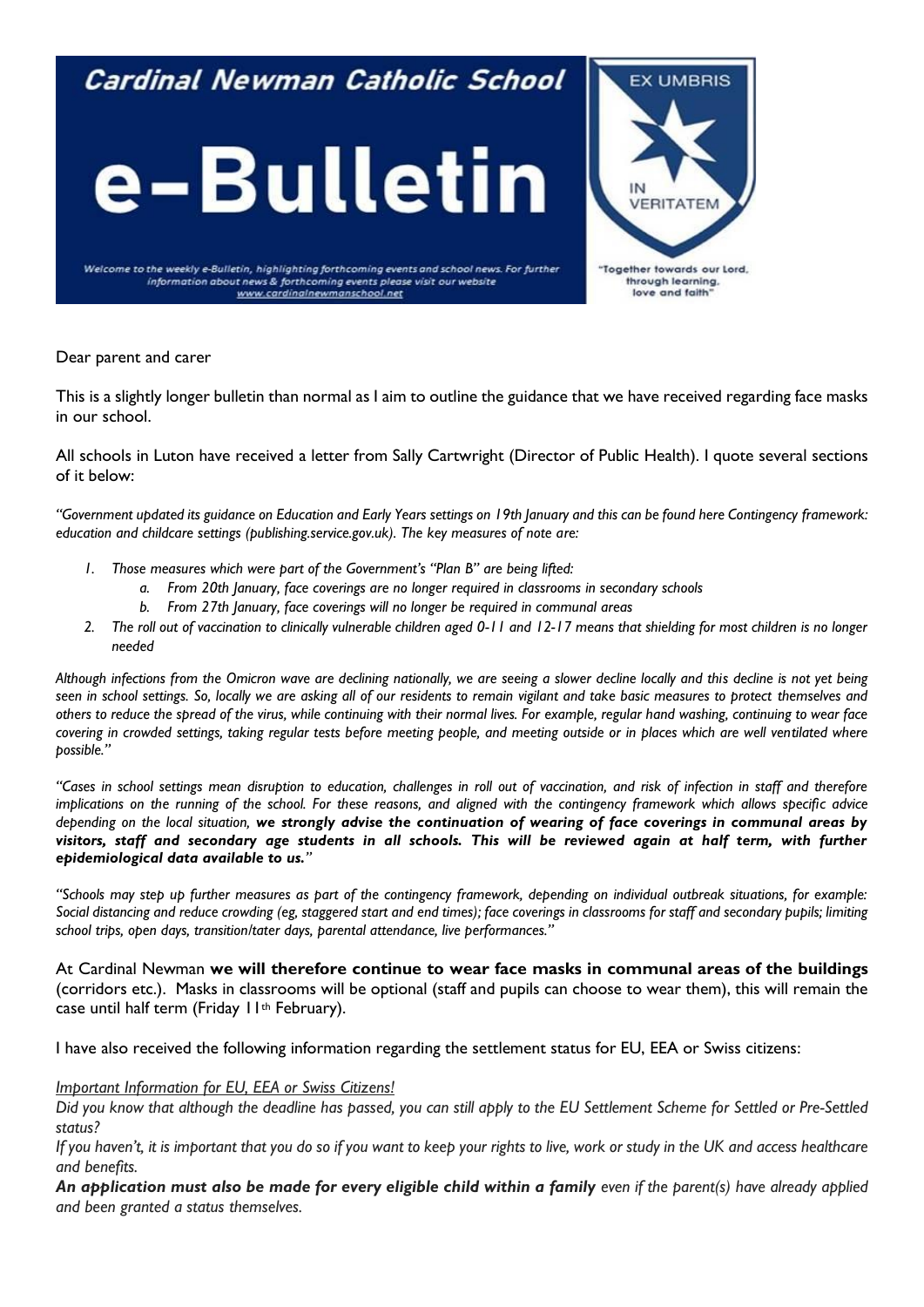# Cardinal Newman Catholic School

# e-Bulletin

*Welcome to the weekly e-Bulletin, highlighting forthcoming events and school news. For further information about news & forthcoming events please visit our website www.cardinalnewmanschool.net*

EX UMBRIS IN VERITATEM

"Together towards our Lord, through learning, love and faith"

Dear parent and carer

This is a slightly longer bulletin than normal as I aim to outline the guidance that we have received regarding face masks in our school.

All schools in Luton have received a letter from Sally Cartwright (Director of Public Health). I quote several sections of it below:

*"Government updated its guidance on Education and Early Years settings on 19th January and this can be found here Contingency framework: education and childcare settings (publishing.service.gov.uk). The key measures of note are:*

1. *Those measures which were part of the Government's "Plan B" are being lifted:*
   a. *From 20th January, face coverings are no longer required in classrooms in secondary schools*
   b. *From 27th January, face coverings will no longer be required in communal areas*
2. *The roll out of vaccination to clinically vulnerable children aged 0-11 and 12-17 means that shielding for most children is no longer needed*

*Although infections from the Omicron wave are declining nationally, we are seeing a slower decline locally and this decline is not yet being seen in school settings. So, locally we are asking all of our residents to remain vigilant and take basic measures to protect themselves and others to reduce the spread of the virus, while continuing with their normal lives. For example, regular hand washing, continuing to wear face covering in crowded settings, taking regular tests before meeting people, and meeting outside or in places which are well ventilated where possible."*

*"Cases in school settings mean disruption to education, challenges in roll out of vaccination, and risk of infection in staff and therefore implications on the running of the school. For these reasons, and aligned with the contingency framework which allows specific advice depending on the local situation,* ***we strongly advise the continuation of wearing of face coverings in communal areas by visitors, staff and secondary age students in all schools. This will be reviewed again at half term, with further epidemiological data available to us."***

*"Schools may step up further measures as part of the contingency framework, depending on individual outbreak situations, for example: Social distancing and reduce crowding (eg, staggered start and end times); face coverings in classrooms for staff and secondary pupils; limiting school trips, open days, transition/tater days, parental attendance, live performances."*

At Cardinal Newman **we will therefore continue to wear face masks in communal areas of the buildings** (corridors etc.). Masks in classrooms will be optional (staff and pupils can choose to wear them), this will remain the case until half term (Friday 11th February).

I have also received the following information regarding the settlement status for EU, EEA or Swiss citizens:

*Important Information for EU, EEA or Swiss Citizens!*

*Did you know that although the deadline has passed, you can still apply to the EU Settlement Scheme for Settled or Pre-Settled status?*

*If you haven't, it is important that you do so if you want to keep your rights to live, work or study in the UK and access healthcare and benefits.*

***An application must also be made for every eligible child within a family*** *even if the parent(s) have already applied and been granted a status themselves.*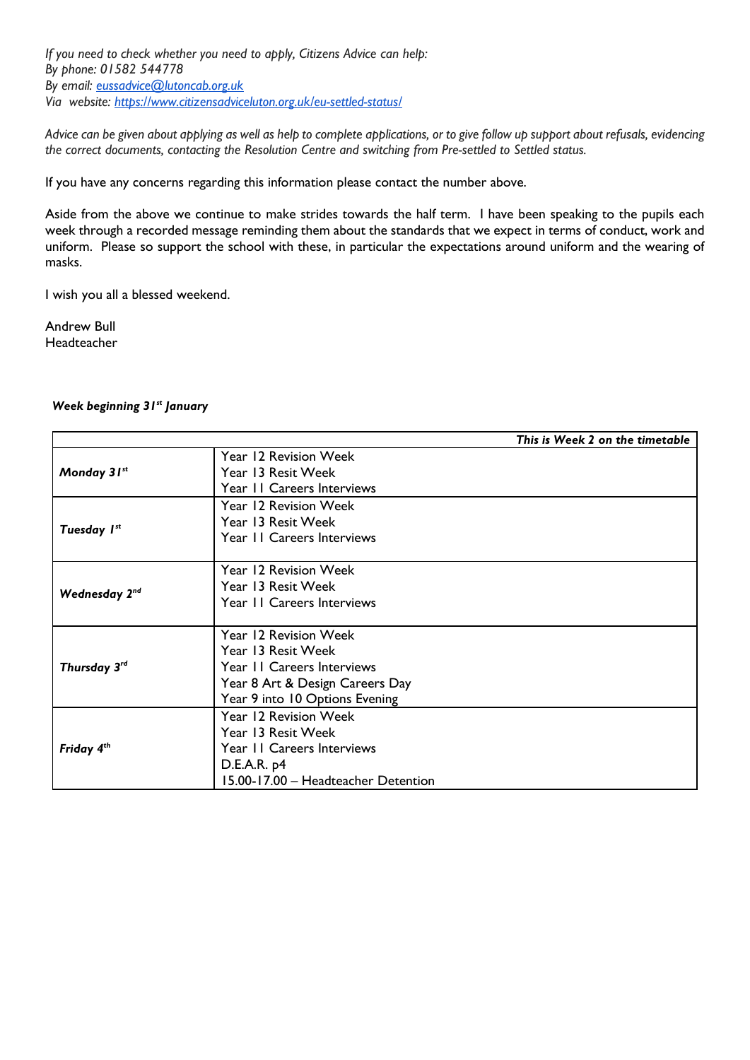*If you need to check whether you need to apply, Citizens Advice can help:*
*By phone: 01582 544778*
*By email: [eussadvice@lutoncab.org.uk](mailto:eussadvice@lutoncab.org.uk)*
*Via website: [https://www.citizensadviceluton.org.uk/eu-settled-status/](https://www.citizensadviceluton.org.uk/eu-settled-status/)*

*Advice can be given about applying as well as help to complete applications, or to give follow up support about refusals, evidencing the correct documents, contacting the Resolution Centre and switching from Pre-settled to Settled status.*

If you have any concerns regarding this information please contact the number above.

Aside from the above we continue to make strides towards the half term. I have been speaking to the pupils each week through a recorded message reminding them about the standards that we expect in terms of conduct, work and uniform. Please so support the school with these, in particular the expectations around uniform and the wearing of masks.

I wish you all a blessed weekend.

Andrew Bull
Headteacher

***Week beginning 31st January***

| | ***This is Week 2 on the timetable*** |
|---|---|
| ***Monday 31st*** | Year 12 Revision Week<br>Year 13 Resit Week<br>Year 11 Careers Interviews |
| ***Tuesday 1st*** | Year 12 Revision Week<br>Year 13 Resit Week<br>Year 11 Careers Interviews |
| ***Wednesday 2nd*** | Year 12 Revision Week<br>Year 13 Resit Week<br>Year 11 Careers Interviews |
| ***Thursday 3rd*** | Year 12 Revision Week<br>Year 13 Resit Week<br>Year 11 Careers Interviews<br>Year 8 Art & Design Careers Day<br>Year 9 into 10 Options Evening |
| ***Friday 4th*** | Year 12 Revision Week<br>Year 13 Resit Week<br>Year 11 Careers Interviews<br>D.E.A.R. p4<br>15.00-17.00 – Headteacher Detention |